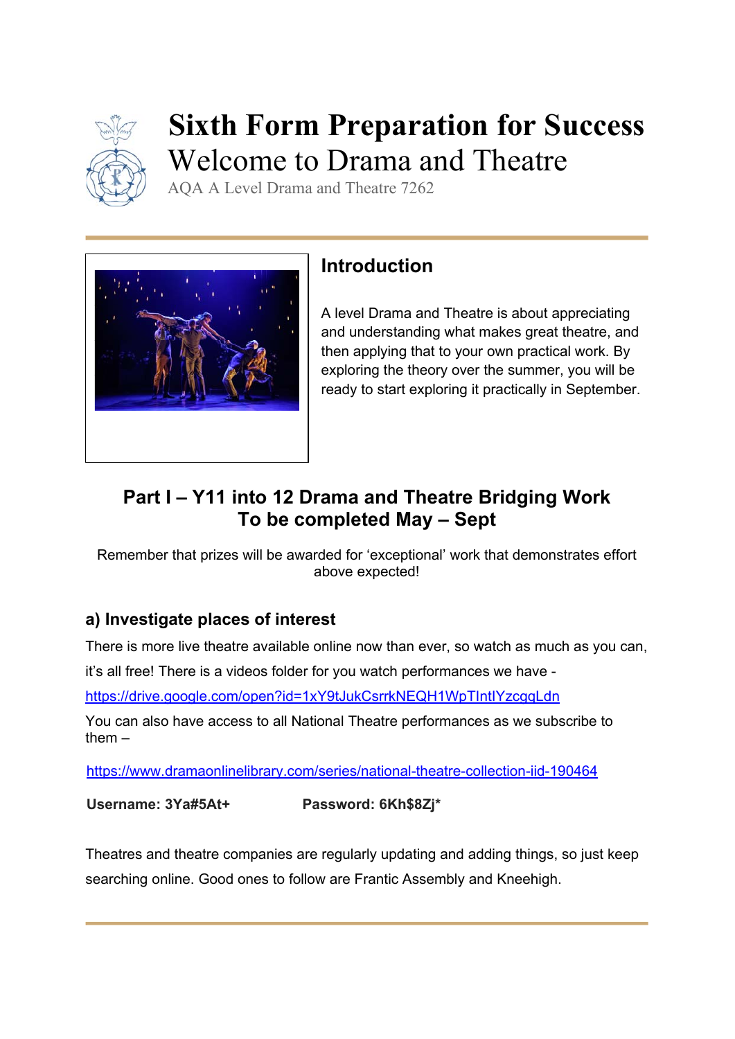# Sixth Form Preparation for Success

## Welcome to Drama and Theatre

AQA A Level Drama and Theatre 7262

## Introduction

A level Drama and Theatre is about appreciating and understanding what makes great theatre, and then applying that to your own practical work. By exploring the theory over the summer, you will be ready to start exploring it practically in September.

## Part I – Y11 into 12 Drama and Theatre Bridging Work
## To be completed May – Sept

Remember that prizes will be awarded for 'exceptional' work that demonstrates effort above expected!

### a) Investigate places of interest

There is more live theatre available online now than ever, so watch as much as you can, it's all free! There is a videos folder for you watch performances we have - https://drive.google.com/open?id=1xY9tJukCsrrkNEQH1WpTIntIYzcgqLdn

You can also have access to all National Theatre performances as we subscribe to them –

https://www.dramaonlinelibrary.com/series/national-theatre-collection-iid-190464

**Username: 3Ya#5At+** **Password: 6Kh$8Zj***

Theatres and theatre companies are regularly updating and adding things, so just keep searching online. Good ones to follow are Frantic Assembly and Kneehigh.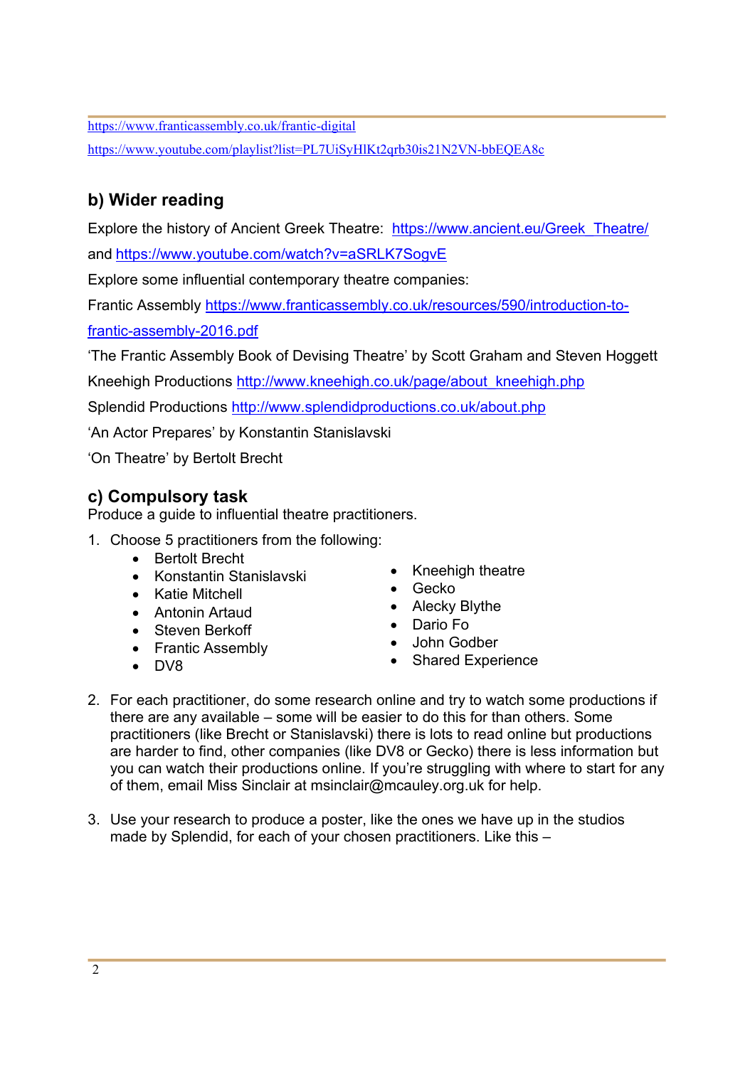https://www.franticassembly.co.uk/frantic-digital

https://www.youtube.com/playlist?list=PL7UiSyHlKt2qrb30is21N2VN-bbEQEA8c

## b) Wider reading

Explore the history of Ancient Greek Theatre: https://www.ancient.eu/Greek_Theatre/ and https://www.youtube.com/watch?v=aSRLK7SogvE

Explore some influential contemporary theatre companies:

Frantic Assembly https://www.franticassembly.co.uk/resources/590/introduction-to-frantic-assembly-2016.pdf

'The Frantic Assembly Book of Devising Theatre' by Scott Graham and Steven Hoggett

Kneehigh Productions http://www.kneehigh.co.uk/page/about_kneehigh.php

Splendid Productions http://www.splendidproductions.co.uk/about.php

'An Actor Prepares' by Konstantin Stanislavski

'On Theatre' by Bertolt Brecht

## c) Compulsory task

Produce a guide to influential theatre practitioners.

1. Choose 5 practitioners from the following:
   - Bertolt Brecht
   - Konstantin Stanislavski
   - Katie Mitchell
   - Antonin Artaud
   - Steven Berkoff
   - Frantic Assembly
   - DV8
   - Kneehigh theatre
   - Gecko
   - Alecky Blythe
   - Dario Fo
   - John Godber
   - Shared Experience

2. For each practitioner, do some research online and try to watch some productions if there are any available – some will be easier to do this for than others. Some practitioners (like Brecht or Stanislavski) there is lots to read online but productions are harder to find, other companies (like DV8 or Gecko) there is less information but you can watch their productions online. If you're struggling with where to start for any of them, email Miss Sinclair at msinclair@mcauley.org.uk for help.

3. Use your research to produce a poster, like the ones we have up in the studios made by Splendid, for each of your chosen practitioners. Like this –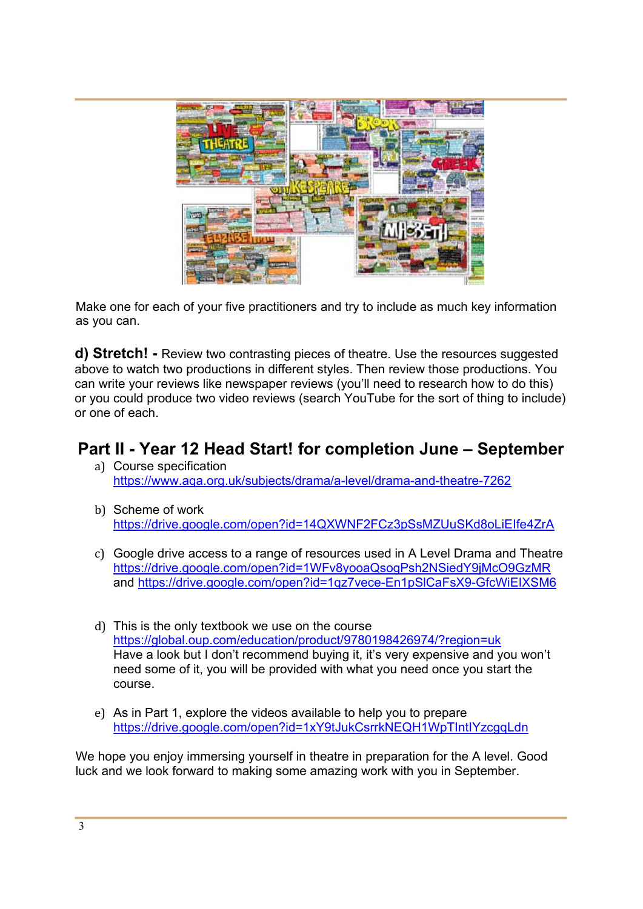Make one for each of your five practitioners and try to include as much key information as you can.

**d) Stretch! -** Review two contrasting pieces of theatre. Use the resources suggested above to watch two productions in different styles. Then review those productions. You can write your reviews like newspaper reviews (you'll need to research how to do this) or you could produce two video reviews (search YouTube for the sort of thing to include) or one of each.

## Part II - Year 12 Head Start! for completion June – September

a) Course specification
https://www.aqa.org.uk/subjects/drama/a-level/drama-and-theatre-7262

b) Scheme of work
https://drive.google.com/open?id=14QXWNF2FCz3pSsMZUuSKd8oLiElfe4ZrA

c) Google drive access to a range of resources used in A Level Drama and Theatre
https://drive.google.com/open?id=1WFv8yooaQsogPsh2NSiedY9jMcO9GzMR
and https://drive.google.com/open?id=1qz7vece-En1pSlCaFsX9-GfcWiEIXSM6

d) This is the only textbook we use on the course
https://global.oup.com/education/product/9780198426974/?region=uk
Have a look but I don't recommend buying it, it's very expensive and you won't need some of it, you will be provided with what you need once you start the course.

e) As in Part 1, explore the videos available to help you to prepare
https://drive.google.com/open?id=1xY9tJukCsrrkNEQH1WpTIntlYzcgqLdn

We hope you enjoy immersing yourself in theatre in preparation for the A level. Good luck and we look forward to making some amazing work with you in September.